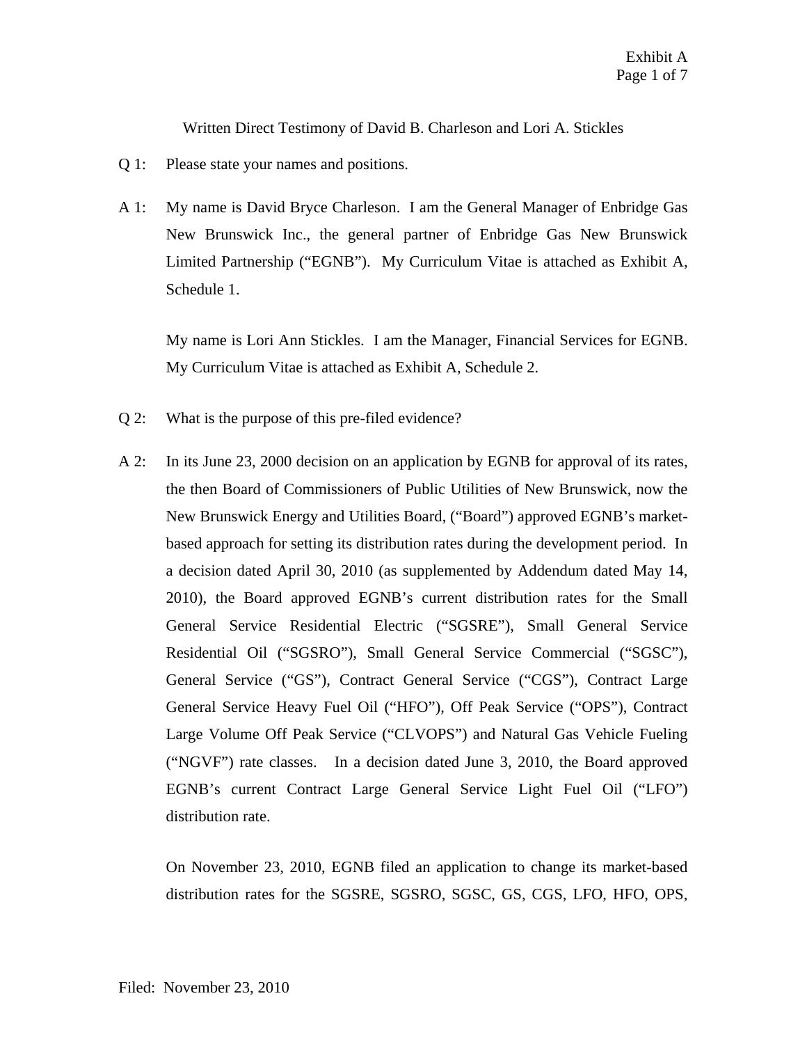Written Direct Testimony of David B. Charleson and Lori A. Stickles

Q 1: Please state your names and positions.

A 1: My name is David Bryce Charleson. I am the General Manager of Enbridge Gas New Brunswick Inc., the general partner of Enbridge Gas New Brunswick Limited Partnership ("EGNB"). My Curriculum Vitae is attached as Exhibit A, Schedule 1.

My name is Lori Ann Stickles. I am the Manager, Financial Services for EGNB. My Curriculum Vitae is attached as Exhibit A, Schedule 2.

Q 2: What is the purpose of this pre-filed evidence?

A 2: In its June 23, 2000 decision on an application by EGNB for approval of its rates, the then Board of Commissioners of Public Utilities of New Brunswick, now the New Brunswick Energy and Utilities Board, ("Board") approved EGNB's market-based approach for setting its distribution rates during the development period. In a decision dated April 30, 2010 (as supplemented by Addendum dated May 14, 2010), the Board approved EGNB's current distribution rates for the Small General Service Residential Electric ("SGSRE"), Small General Service Residential Oil ("SGSRO"), Small General Service Commercial ("SGSC"), General Service ("GS"), Contract General Service ("CGS"), Contract Large General Service Heavy Fuel Oil ("HFO"), Off Peak Service ("OPS"), Contract Large Volume Off Peak Service ("CLVOPS") and Natural Gas Vehicle Fueling ("NGVF") rate classes. In a decision dated June 3, 2010, the Board approved EGNB's current Contract Large General Service Light Fuel Oil ("LFO") distribution rate.

On November 23, 2010, EGNB filed an application to change its market-based distribution rates for the SGSRE, SGSRO, SGSC, GS, CGS, LFO, HFO, OPS,

Filed: November 23, 2010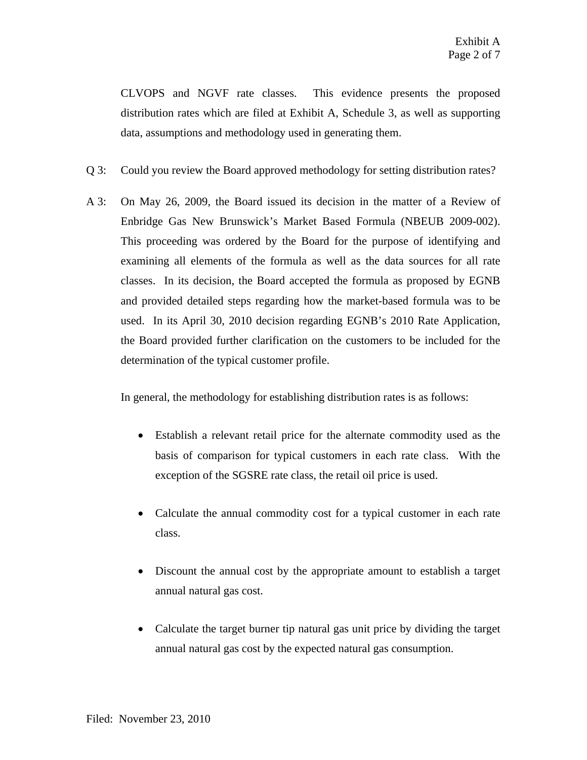CLVOPS and NGVF rate classes. This evidence presents the proposed distribution rates which are filed at Exhibit A, Schedule 3, as well as supporting data, assumptions and methodology used in generating them.

Q 3: Could you review the Board approved methodology for setting distribution rates?

A 3: On May 26, 2009, the Board issued its decision in the matter of a Review of Enbridge Gas New Brunswick's Market Based Formula (NBEUB 2009-002). This proceeding was ordered by the Board for the purpose of identifying and examining all elements of the formula as well as the data sources for all rate classes. In its decision, the Board accepted the formula as proposed by EGNB and provided detailed steps regarding how the market-based formula was to be used. In its April 30, 2010 decision regarding EGNB's 2010 Rate Application, the Board provided further clarification on the customers to be included for the determination of the typical customer profile.

In general, the methodology for establishing distribution rates is as follows:

- Establish a relevant retail price for the alternate commodity used as the basis of comparison for typical customers in each rate class. With the exception of the SGSRE rate class, the retail oil price is used.

- Calculate the annual commodity cost for a typical customer in each rate class.

- Discount the annual cost by the appropriate amount to establish a target annual natural gas cost.

- Calculate the target burner tip natural gas unit price by dividing the target annual natural gas cost by the expected natural gas consumption.

Filed: November 23, 2010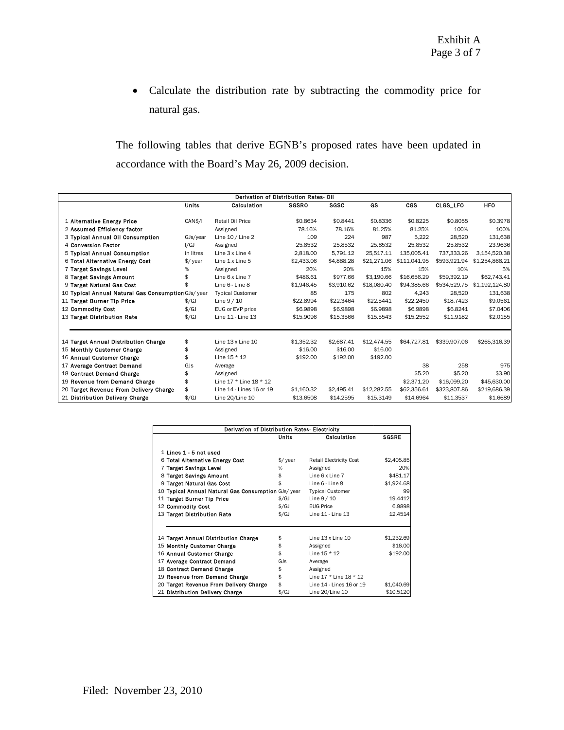- Calculate the distribution rate by subtracting the commodity price for natural gas.

The following tables that derive EGNB's proposed rates have been updated in accordance with the Board's May 26, 2009 decision.

| Derivation of Distribution Rates- Oil | | | | | | | | | |
|---|---|---|---|---|---|---|---|---|---|
| | Units | Calculation | SGSRO | SGSC | GS | CGS | CLGS_LFO | HFO |
| 1 Alternative Energy Price | CAN$/l | Retail Oil Price | $0.8634 | $0.8441 | $0.8336 | $0.8225 | $0.8055 | $0.3978 |
| 2 Assumed Efficiency factor | | Assigned | 78.16% | 78.16% | 81.25% | 81.25% | 100% | 100% |
| 3 Typical Annual Oil Consumption | GJs/year | Line 10 / Line 2 | 109 | 224 | 987 | 5,222 | 28,520 | 131,638 |
| 4 Conversion Factor | l/GJ | Assigned | 25.8532 | 25.8532 | 25.8532 | 25.8532 | 25.8532 | 23.9636 |
| 5 Typical Annual Consumption | in litres | Line 3 x Line 4 | 2,818.00 | 5,791.12 | 25,517.11 | 135,005.41 | 737,333.26 | 3,154,520.38 |
| 6 Total Alternative Energy Cost | $/ year | Line 1 x Line 5 | $2,433.06 | $4,888.28 | $21,271.06 | $111,041.95 | $593,921.94 | $1,254,868.21 |
| 7 Target Savings Level | % | Assigned | 20% | 20% | 15% | 15% | 10% | 5% |
| 8 Target Savings Amount | $ | Line 6 x Line 7 | $486.61 | $977.66 | $3,190.66 | $16,656.29 | $59,392.19 | $62,743.41 |
| 9 Target Natural Gas Cost | $ | Line 6 - Line 8 | $1,946.45 | $3,910.62 | $18,080.40 | $94,385.66 | $534,529.75 | $1,192,124.80 |
| 10 Typical Annual Natural Gas Consumption | GJs/ year | Typical Customer | 85 | 175 | 802 | 4,243 | 28,520 | 131,638 |
| 11 Target Burner Tip Price | $/GJ | Line 9 / 10 | $22.8994 | $22.3464 | $22.5441 | $22.2450 | $18.7423 | $9.0561 |
| 12 Commodity Cost | $/GJ | EUG or EVP price | $6.9898 | $6.9898 | $6.9898 | $6.9898 | $6.8241 | $7.0406 |
| 13 Target Distribution Rate | $/GJ | Line 11 - Line 13 | $15.9096 | $15.3566 | $15.5543 | $15.2552 | $11.9182 | $2.0155 |
| 14 Target Annual Distribution Charge | $ | Line 13 x Line 10 | $1,352.32 | $2,687.41 | $12,474.55 | $64,727.81 | $339,907.06 | $265,316.39 |
| 15 Monthly Customer Charge | $ | Assigned | $16.00 | $16.00 | $16.00 | | | |
| 16 Annual Customer Charge | $ | Line 15 * 12 | $192.00 | $192.00 | $192.00 | | | |
| 17 Average Contract Demand | GJs | Average | | | | 38 | 258 | 975 |
| 18 Contract Demand Charge | $ | Assigned | | | | $5.20 | $5.20 | $3.90 |
| 19 Revenue from Demand Charge | $ | Line 17 * Line 18 * 12 | | | | $2,371.20 | $16,099.20 | $45,630.00 |
| 20 Target Revenue From Delivery Charge | $ | Line 14 - Lines 16 or 19 | $1,160.32 | $2,495.41 | $12,282.55 | $62,356.61 | $323,807.86 | $219,686.39 |
| 21 Distribution Delivery Charge | $/GJ | Line 20/Line 10 | $13.6508 | $14.2595 | $15.3149 | $14.6964 | $11.3537 | $1.6689 |

| Derivation of Distribution Rates- Electricity | | | |
|---|---|---|---|
| | Units | Calculation | SGSRE |
| 1 Lines 1 - 5 not used | | | |
| 6 Total Alternative Energy Cost | $/ year | Retail Electricity Cost | $2,405.85 |
| 7 Target Savings Level | % | Assigned | 20% |
| 8 Target Savings Amount | $ | Line 6 x Line 7 | $481.17 |
| 9 Target Natural Gas Cost | $ | Line 6 - Line 8 | $1,924.68 |
| 10 Typical Annual Natural Gas Consumption | GJs/ year | Typical Customer | 99 |
| 11 Target Burner Tip Price | $/GJ | Line 9 / 10 | 19.4412 |
| 12 Commodity Cost | $/GJ | EUG Price | 6.9898 |
| 13 Target Distribution Rate | $/GJ | Line 11 - Line 13 | 12.4514 |
| 14 Target Annual Distribution Charge | $ | Line 13 x Line 10 | $1,232.69 |
| 15 Monthly Customer Charge | $ | Assigned | $16.00 |
| 16 Annual Customer Charge | $ | Line 15 * 12 | $192.00 |
| 17 Average Contract Demand | GJs | Average | |
| 18 Contract Demand Charge | $ | Assigned | |
| 19 Revenue from Demand Charge | $ | Line 17 * Line 18 * 12 | |
| 20 Target Revenue From Delivery Charge | $ | Line 14 - Lines 16 or 19 | $1,040.69 |
| 21 Distribution Delivery Charge | $/GJ | Line 20/Line 10 | $10.5120 |

Filed: November 23, 2010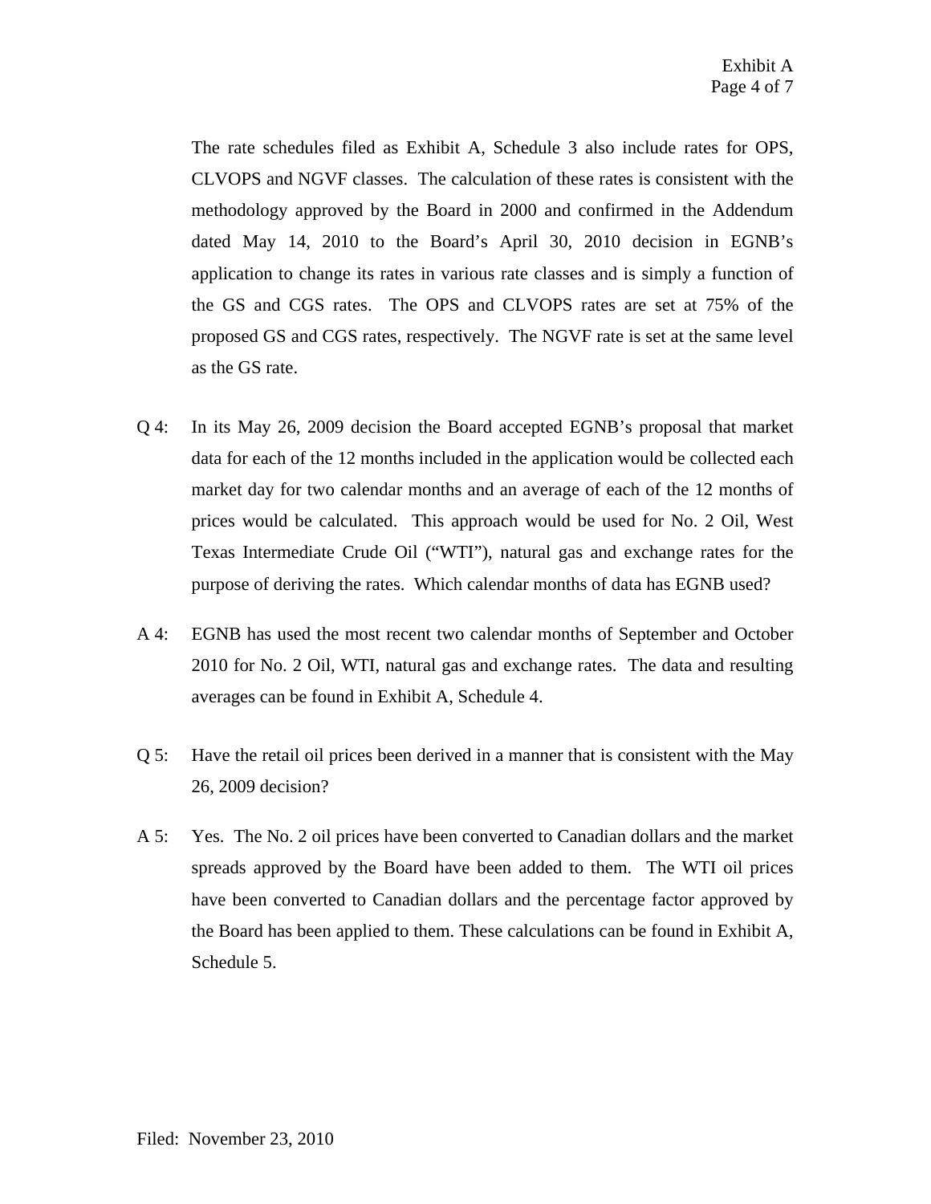The rate schedules filed as Exhibit A, Schedule 3 also include rates for OPS, CLVOPS and NGVF classes. The calculation of these rates is consistent with the methodology approved by the Board in 2000 and confirmed in the Addendum dated May 14, 2010 to the Board's April 30, 2010 decision in EGNB's application to change its rates in various rate classes and is simply a function of the GS and CGS rates. The OPS and CLVOPS rates are set at 75% of the proposed GS and CGS rates, respectively. The NGVF rate is set at the same level as the GS rate.

Q 4: In its May 26, 2009 decision the Board accepted EGNB's proposal that market data for each of the 12 months included in the application would be collected each market day for two calendar months and an average of each of the 12 months of prices would be calculated. This approach would be used for No. 2 Oil, West Texas Intermediate Crude Oil ("WTI"), natural gas and exchange rates for the purpose of deriving the rates. Which calendar months of data has EGNB used?

A 4: EGNB has used the most recent two calendar months of September and October 2010 for No. 2 Oil, WTI, natural gas and exchange rates. The data and resulting averages can be found in Exhibit A, Schedule 4.

Q 5: Have the retail oil prices been derived in a manner that is consistent with the May 26, 2009 decision?

A 5: Yes. The No. 2 oil prices have been converted to Canadian dollars and the market spreads approved by the Board have been added to them. The WTI oil prices have been converted to Canadian dollars and the percentage factor approved by the Board has been applied to them. These calculations can be found in Exhibit A, Schedule 5.

Filed: November 23, 2010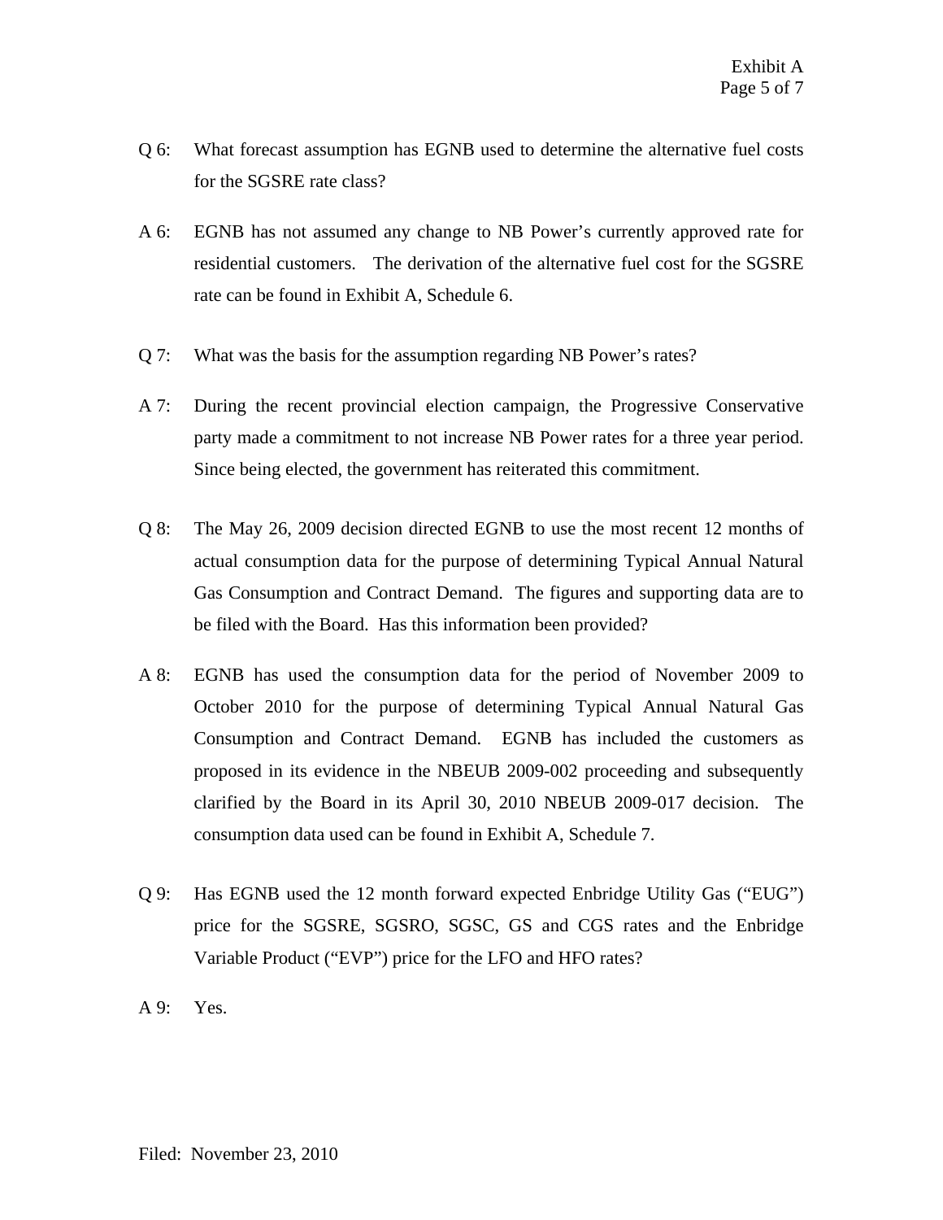Q 6: What forecast assumption has EGNB used to determine the alternative fuel costs for the SGSRE rate class?

A 6: EGNB has not assumed any change to NB Power's currently approved rate for residential customers. The derivation of the alternative fuel cost for the SGSRE rate can be found in Exhibit A, Schedule 6.

Q 7: What was the basis for the assumption regarding NB Power's rates?

A 7: During the recent provincial election campaign, the Progressive Conservative party made a commitment to not increase NB Power rates for a three year period. Since being elected, the government has reiterated this commitment.

Q 8: The May 26, 2009 decision directed EGNB to use the most recent 12 months of actual consumption data for the purpose of determining Typical Annual Natural Gas Consumption and Contract Demand. The figures and supporting data are to be filed with the Board. Has this information been provided?

A 8: EGNB has used the consumption data for the period of November 2009 to October 2010 for the purpose of determining Typical Annual Natural Gas Consumption and Contract Demand. EGNB has included the customers as proposed in its evidence in the NBEUB 2009-002 proceeding and subsequently clarified by the Board in its April 30, 2010 NBEUB 2009-017 decision. The consumption data used can be found in Exhibit A, Schedule 7.

Q 9: Has EGNB used the 12 month forward expected Enbridge Utility Gas ("EUG") price for the SGSRE, SGSRO, SGSC, GS and CGS rates and the Enbridge Variable Product ("EVP") price for the LFO and HFO rates?

A 9: Yes.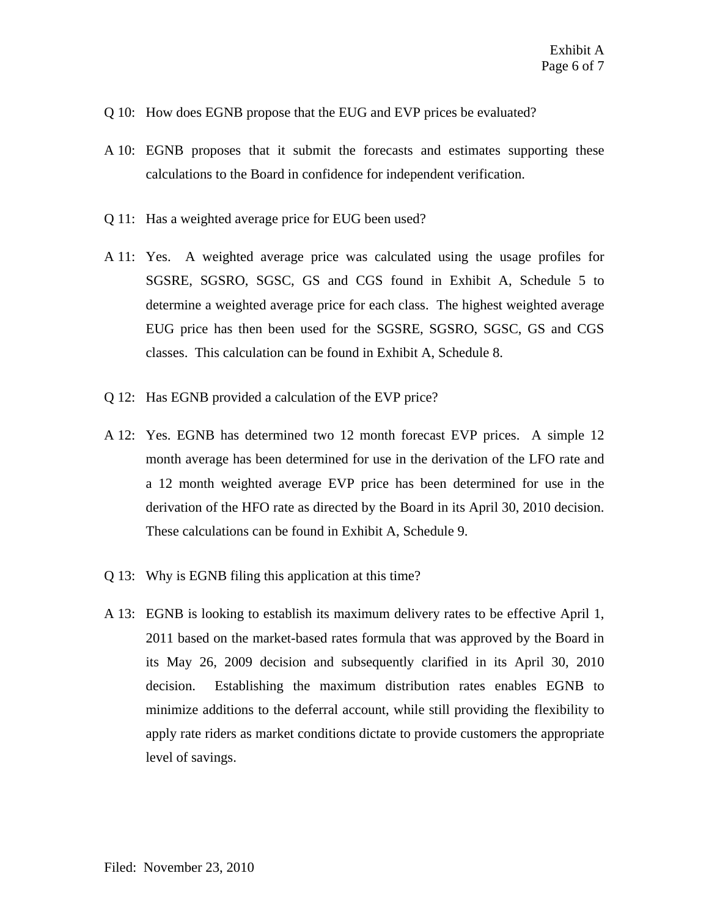Q 10: How does EGNB propose that the EUG and EVP prices be evaluated?

A 10: EGNB proposes that it submit the forecasts and estimates supporting these calculations to the Board in confidence for independent verification.

Q 11: Has a weighted average price for EUG been used?

A 11: Yes. A weighted average price was calculated using the usage profiles for SGSRE, SGSRO, SGSC, GS and CGS found in Exhibit A, Schedule 5 to determine a weighted average price for each class. The highest weighted average EUG price has then been used for the SGSRE, SGSRO, SGSC, GS and CGS classes. This calculation can be found in Exhibit A, Schedule 8.

Q 12: Has EGNB provided a calculation of the EVP price?

A 12: Yes. EGNB has determined two 12 month forecast EVP prices. A simple 12 month average has been determined for use in the derivation of the LFO rate and a 12 month weighted average EVP price has been determined for use in the derivation of the HFO rate as directed by the Board in its April 30, 2010 decision. These calculations can be found in Exhibit A, Schedule 9.

Q 13: Why is EGNB filing this application at this time?

A 13: EGNB is looking to establish its maximum delivery rates to be effective April 1, 2011 based on the market-based rates formula that was approved by the Board in its May 26, 2009 decision and subsequently clarified in its April 30, 2010 decision. Establishing the maximum distribution rates enables EGNB to minimize additions to the deferral account, while still providing the flexibility to apply rate riders as market conditions dictate to provide customers the appropriate level of savings.

Filed: November 23, 2010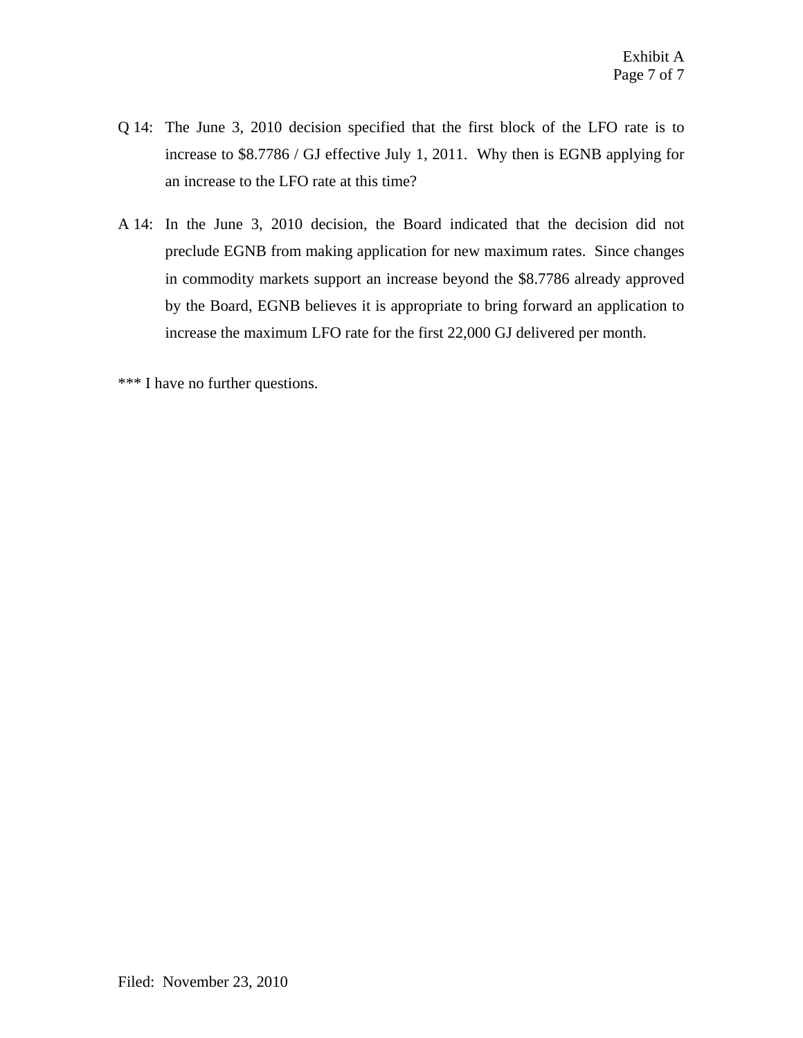Q 14: The June 3, 2010 decision specified that the first block of the LFO rate is to increase to $8.7786 / GJ effective July 1, 2011. Why then is EGNB applying for an increase to the LFO rate at this time?

A 14: In the June 3, 2010 decision, the Board indicated that the decision did not preclude EGNB from making application for new maximum rates. Since changes in commodity markets support an increase beyond the $8.7786 already approved by the Board, EGNB believes it is appropriate to bring forward an application to increase the maximum LFO rate for the first 22,000 GJ delivered per month.

*** I have no further questions.

Filed: November 23, 2010